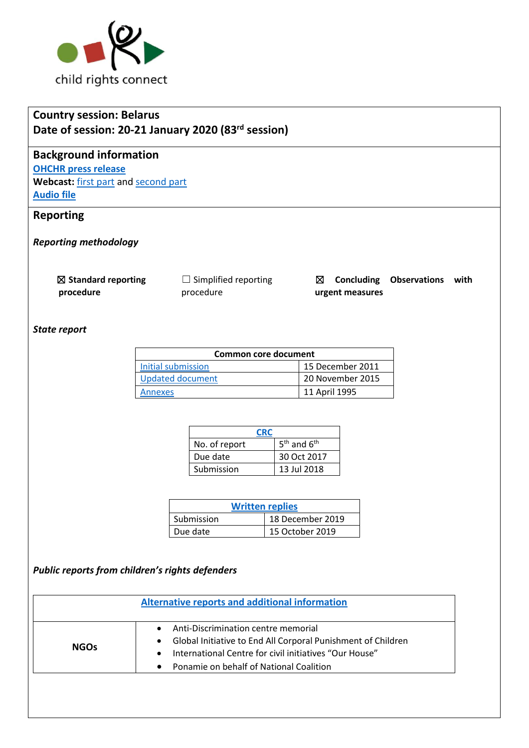child rights connect

**Country session: Belarus**
**Date of session: 20-21 January 2020 (83rd session)**

## Background information

**OHCHR press release**
**Webcast:** first part and second part
**Audio file**

## Reporting

***Reporting methodology***

☒ **Standard reporting procedure**

☐ Simplified reporting procedure

☒ **Concluding Observations with urgent measures**

***State report***

| Common core document | |
|---|---|
| Initial submission | 15 December 2011 |
| Updated document | 20 November 2015 |
| Annexes | 11 April 1995 |

| CRC | |
|---|---|
| No. of report | 5th and 6th |
| Due date | 30 Oct 2017 |
| Submission | 13 Jul 2018 |

| Written replies | |
|---|---|
| Submission | 18 December 2019 |
| Due date | 15 October 2019 |

***Public reports from children's rights defenders***

| Alternative reports and additional information | |
|---|---|
| **NGOs** | • Anti-Discrimination centre memorial<br>• Global Initiative to End All Corporal Punishment of Children<br>• International Centre for civil initiatives "Our House"<br>• Ponamie on behalf of National Coalition |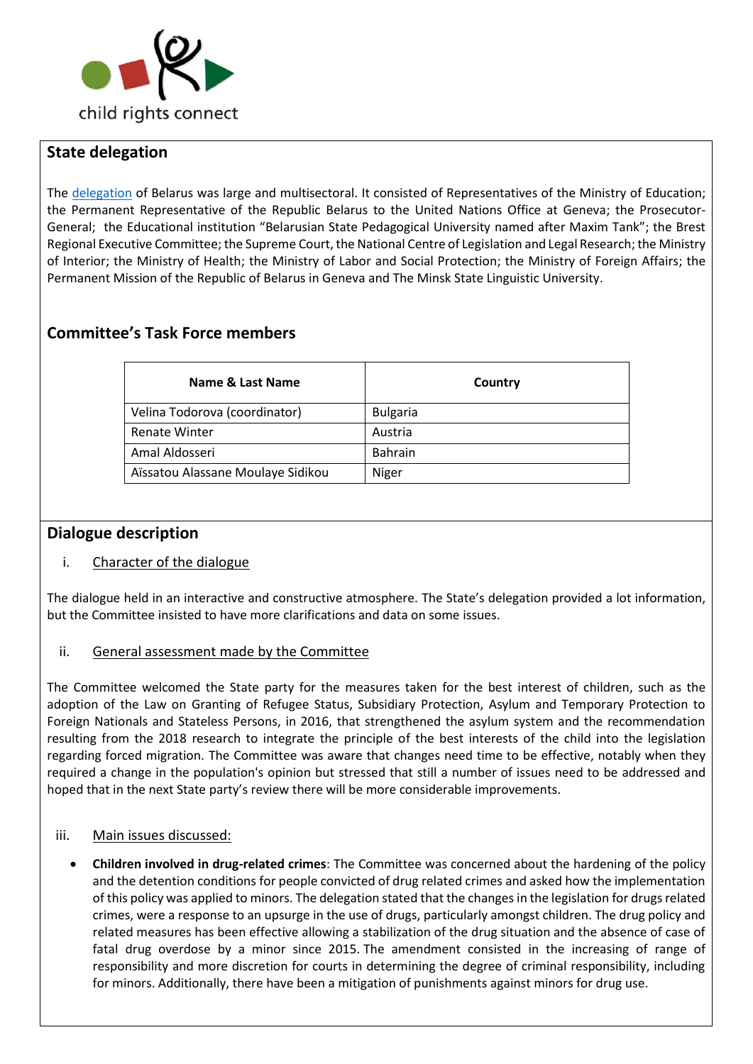## State delegation

The [delegation](#) of Belarus was large and multisectoral. It consisted of Representatives of the Ministry of Education; the Permanent Representative of the Republic Belarus to the United Nations Office at Geneva; the Prosecutor-General; the Educational institution "Belarusian State Pedagogical University named after Maxim Tank"; the Brest Regional Executive Committee; the Supreme Court, the National Centre of Legislation and Legal Research; the Ministry of Interior; the Ministry of Health; the Ministry of Labor and Social Protection; the Ministry of Foreign Affairs; the Permanent Mission of the Republic of Belarus in Geneva and The Minsk State Linguistic University.

## Committee's Task Force members

| Name & Last Name | Country |
|---|---|
| Velina Todorova (coordinator) | Bulgaria |
| Renate Winter | Austria |
| Amal Aldosseri | Bahrain |
| Aïssatou Alassane Moulaye Sidikou | Niger |

## Dialogue description

i. Character of the dialogue

The dialogue held in an interactive and constructive atmosphere. The State's delegation provided a lot information, but the Committee insisted to have more clarifications and data on some issues.

ii. General assessment made by the Committee

The Committee welcomed the State party for the measures taken for the best interest of children, such as the adoption of the Law on Granting of Refugee Status, Subsidiary Protection, Asylum and Temporary Protection to Foreign Nationals and Stateless Persons, in 2016, that strengthened the asylum system and the recommendation resulting from the 2018 research to integrate the principle of the best interests of the child into the legislation regarding forced migration. The Committee was aware that changes need time to be effective, notably when they required a change in the population's opinion but stressed that still a number of issues need to be addressed and hoped that in the next State party's review there will be more considerable improvements.

iii. Main issues discussed:

- **Children involved in drug-related crimes**: The Committee was concerned about the hardening of the policy and the detention conditions for people convicted of drug related crimes and asked how the implementation of this policy was applied to minors. The delegation stated that the changes in the legislation for drugs related crimes, were a response to an upsurge in the use of drugs, particularly amongst children. The drug policy and related measures has been effective allowing a stabilization of the drug situation and the absence of case of fatal drug overdose by a minor since 2015. The amendment consisted in the increasing of range of responsibility and more discretion for courts in determining the degree of criminal responsibility, including for minors. Additionally, there have been a mitigation of punishments against minors for drug use.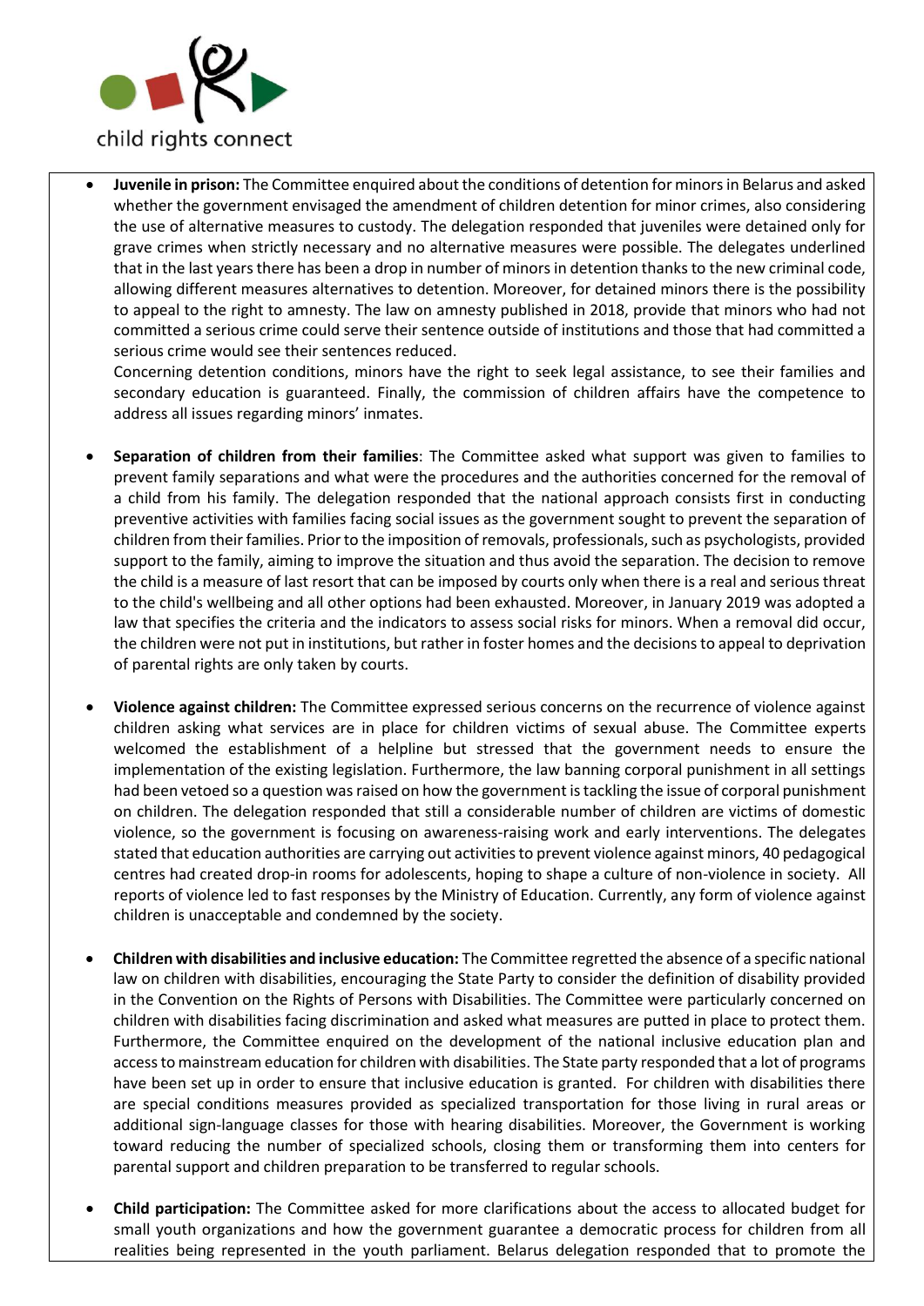- **Juvenile in prison:** The Committee enquired about the conditions of detention for minors in Belarus and asked whether the government envisaged the amendment of children detention for minor crimes, also considering the use of alternative measures to custody. The delegation responded that juveniles were detained only for grave crimes when strictly necessary and no alternative measures were possible. The delegates underlined that in the last years there has been a drop in number of minors in detention thanks to the new criminal code, allowing different measures alternatives to detention. Moreover, for detained minors there is the possibility to appeal to the right to amnesty. The law on amnesty published in 2018, provide that minors who had not committed a serious crime could serve their sentence outside of institutions and those that had committed a serious crime would see their sentences reduced.
  Concerning detention conditions, minors have the right to seek legal assistance, to see their families and secondary education is guaranteed. Finally, the commission of children affairs have the competence to address all issues regarding minors' inmates.

- **Separation of children from their families**: The Committee asked what support was given to families to prevent family separations and what were the procedures and the authorities concerned for the removal of a child from his family. The delegation responded that the national approach consists first in conducting preventive activities with families facing social issues as the government sought to prevent the separation of children from their families. Prior to the imposition of removals, professionals, such as psychologists, provided support to the family, aiming to improve the situation and thus avoid the separation. The decision to remove the child is a measure of last resort that can be imposed by courts only when there is a real and serious threat to the child's wellbeing and all other options had been exhausted. Moreover, in January 2019 was adopted a law that specifies the criteria and the indicators to assess social risks for minors. When a removal did occur, the children were not put in institutions, but rather in foster homes and the decisions to appeal to deprivation of parental rights are only taken by courts.

- **Violence against children:** The Committee expressed serious concerns on the recurrence of violence against children asking what services are in place for children victims of sexual abuse. The Committee experts welcomed the establishment of a helpline but stressed that the government needs to ensure the implementation of the existing legislation. Furthermore, the law banning corporal punishment in all settings had been vetoed so a question was raised on how the government is tackling the issue of corporal punishment on children. The delegation responded that still a considerable number of children are victims of domestic violence, so the government is focusing on awareness-raising work and early interventions. The delegates stated that education authorities are carrying out activities to prevent violence against minors, 40 pedagogical centres had created drop-in rooms for adolescents, hoping to shape a culture of non-violence in society. All reports of violence led to fast responses by the Ministry of Education. Currently, any form of violence against children is unacceptable and condemned by the society.

- **Children with disabilities and inclusive education:** The Committee regretted the absence of a specific national law on children with disabilities, encouraging the State Party to consider the definition of disability provided in the Convention on the Rights of Persons with Disabilities. The Committee were particularly concerned on children with disabilities facing discrimination and asked what measures are putted in place to protect them. Furthermore, the Committee enquired on the development of the national inclusive education plan and access to mainstream education for children with disabilities. The State party responded that a lot of programs have been set up in order to ensure that inclusive education is granted. For children with disabilities there are special conditions measures provided as specialized transportation for those living in rural areas or additional sign-language classes for those with hearing disabilities. Moreover, the Government is working toward reducing the number of specialized schools, closing them or transforming them into centers for parental support and children preparation to be transferred to regular schools.

- **Child participation:** The Committee asked for more clarifications about the access to allocated budget for small youth organizations and how the government guarantee a democratic process for children from all realities being represented in the youth parliament. Belarus delegation responded that to promote the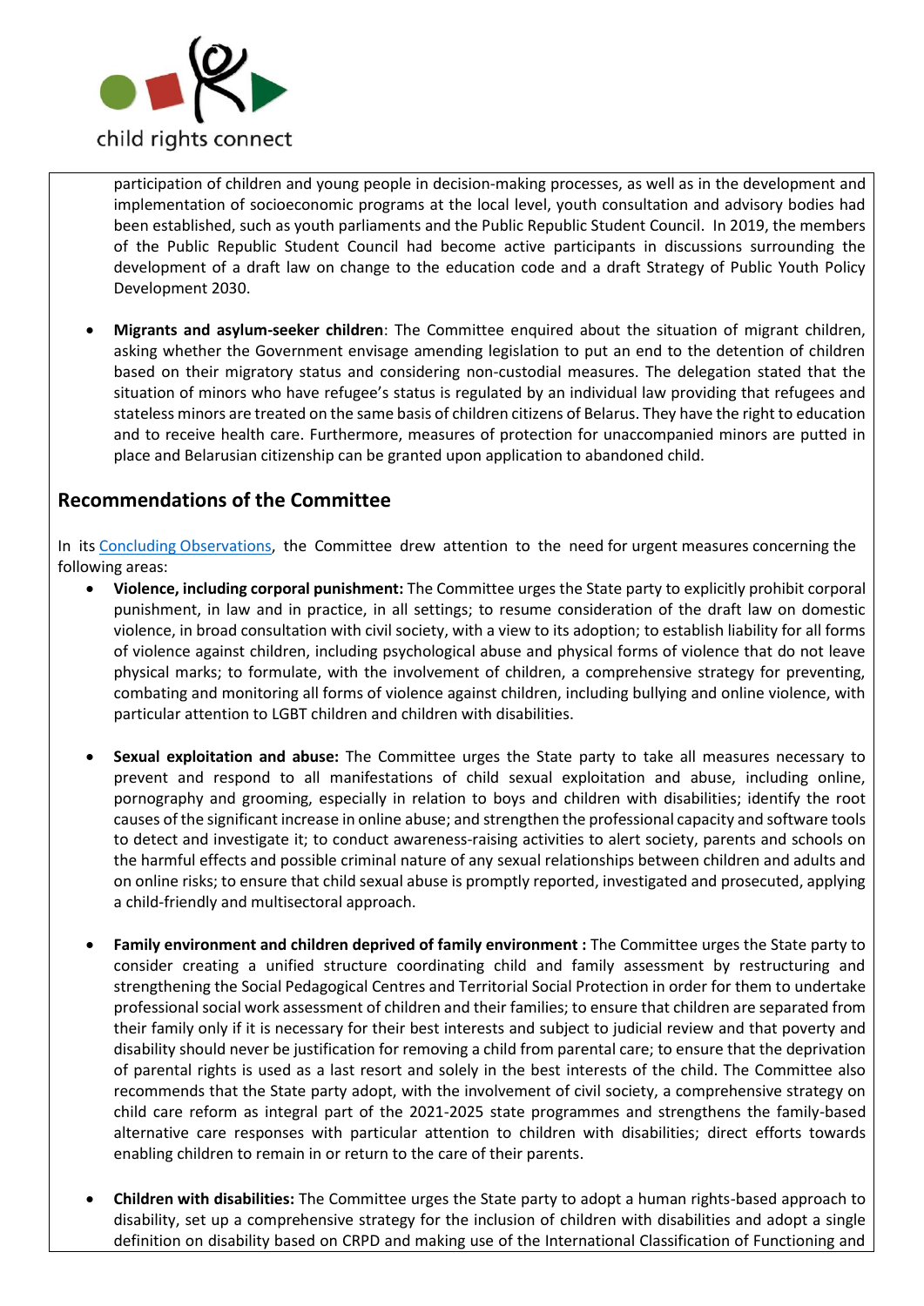participation of children and young people in decision-making processes, as well as in the development and implementation of socioeconomic programs at the local level, youth consultation and advisory bodies had been established, such as youth parliaments and the Public Republic Student Council. In 2019, the members of the Public Republic Student Council had become active participants in discussions surrounding the development of a draft law on change to the education code and a draft Strategy of Public Youth Policy Development 2030.

- **Migrants and asylum-seeker children**: The Committee enquired about the situation of migrant children, asking whether the Government envisage amending legislation to put an end to the detention of children based on their migratory status and considering non-custodial measures. The delegation stated that the situation of minors who have refugee's status is regulated by an individual law providing that refugees and stateless minors are treated on the same basis of children citizens of Belarus. They have the right to education and to receive health care. Furthermore, measures of protection for unaccompanied minors are putted in place and Belarusian citizenship can be granted upon application to abandoned child.

## Recommendations of the Committee

In its Concluding Observations, the Committee drew attention to the need for urgent measures concerning the following areas:

- **Violence, including corporal punishment:** The Committee urges the State party to explicitly prohibit corporal punishment, in law and in practice, in all settings; to resume consideration of the draft law on domestic violence, in broad consultation with civil society, with a view to its adoption; to establish liability for all forms of violence against children, including psychological abuse and physical forms of violence that do not leave physical marks; to formulate, with the involvement of children, a comprehensive strategy for preventing, combating and monitoring all forms of violence against children, including bullying and online violence, with particular attention to LGBT children and children with disabilities.

- **Sexual exploitation and abuse:** The Committee urges the State party to take all measures necessary to prevent and respond to all manifestations of child sexual exploitation and abuse, including online, pornography and grooming, especially in relation to boys and children with disabilities; identify the root causes of the significant increase in online abuse; and strengthen the professional capacity and software tools to detect and investigate it; to conduct awareness-raising activities to alert society, parents and schools on the harmful effects and possible criminal nature of any sexual relationships between children and adults and on online risks; to ensure that child sexual abuse is promptly reported, investigated and prosecuted, applying a child-friendly and multisectoral approach.

- **Family environment and children deprived of family environment :** The Committee urges the State party to consider creating a unified structure coordinating child and family assessment by restructuring and strengthening the Social Pedagogical Centres and Territorial Social Protection in order for them to undertake professional social work assessment of children and their families; to ensure that children are separated from their family only if it is necessary for their best interests and subject to judicial review and that poverty and disability should never be justification for removing a child from parental care; to ensure that the deprivation of parental rights is used as a last resort and solely in the best interests of the child. The Committee also recommends that the State party adopt, with the involvement of civil society, a comprehensive strategy on child care reform as integral part of the 2021-2025 state programmes and strengthens the family-based alternative care responses with particular attention to children with disabilities; direct efforts towards enabling children to remain in or return to the care of their parents.

- **Children with disabilities:** The Committee urges the State party to adopt a human rights-based approach to disability, set up a comprehensive strategy for the inclusion of children with disabilities and adopt a single definition on disability based on CRPD and making use of the International Classification of Functioning and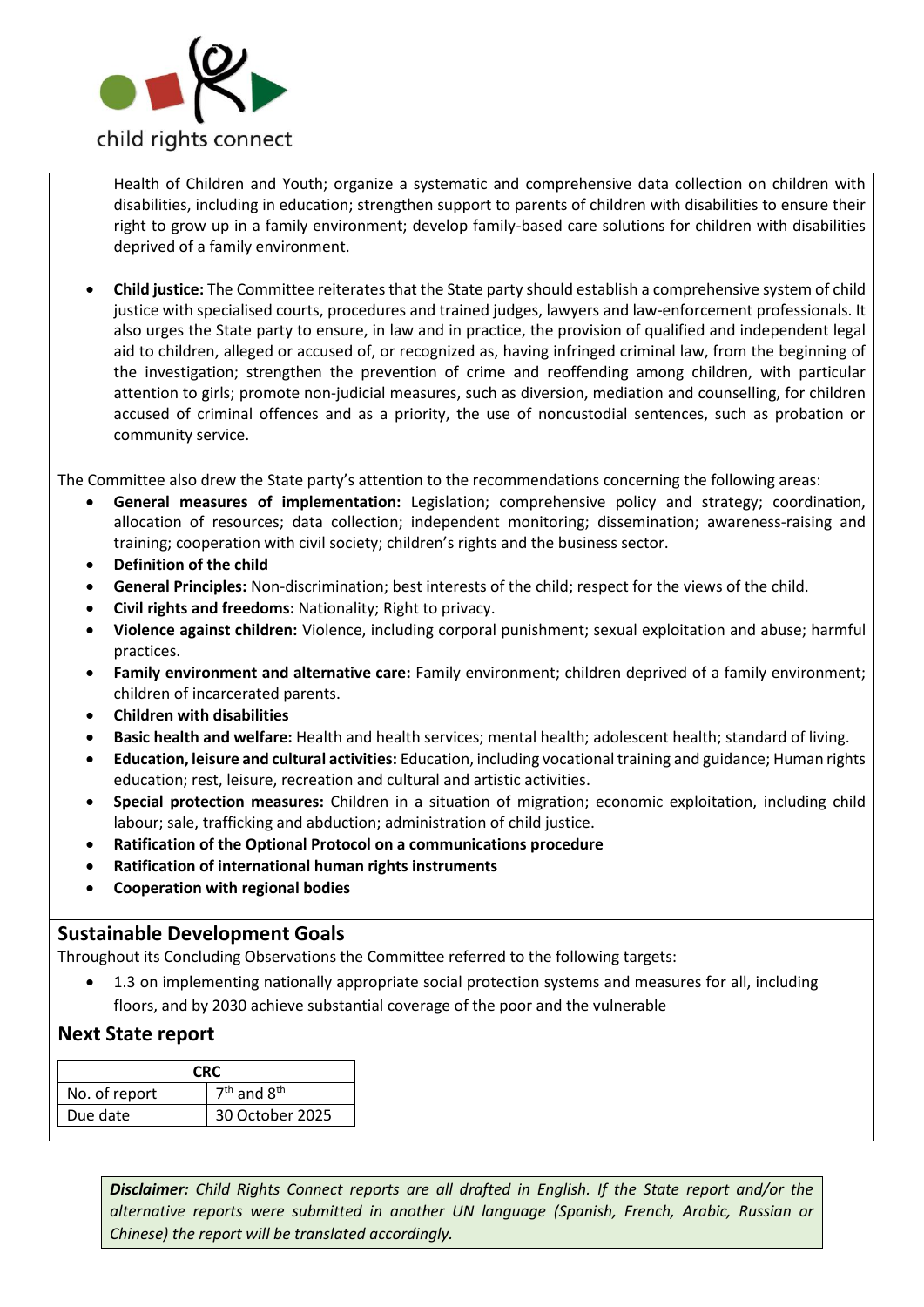Health of Children and Youth; organize a systematic and comprehensive data collection on children with disabilities, including in education; strengthen support to parents of children with disabilities to ensure their right to grow up in a family environment; develop family-based care solutions for children with disabilities deprived of a family environment.

- **Child justice:** The Committee reiterates that the State party should establish a comprehensive system of child justice with specialised courts, procedures and trained judges, lawyers and law-enforcement professionals. It also urges the State party to ensure, in law and in practice, the provision of qualified and independent legal aid to children, alleged or accused of, or recognized as, having infringed criminal law, from the beginning of the investigation; strengthen the prevention of crime and reoffending among children, with particular attention to girls; promote non-judicial measures, such as diversion, mediation and counselling, for children accused of criminal offences and as a priority, the use of noncustodial sentences, such as probation or community service.

The Committee also drew the State party's attention to the recommendations concerning the following areas:

- **General measures of implementation:** Legislation; comprehensive policy and strategy; coordination, allocation of resources; data collection; independent monitoring; dissemination; awareness-raising and training; cooperation with civil society; children's rights and the business sector.
- **Definition of the child**
- **General Principles:** Non-discrimination; best interests of the child; respect for the views of the child.
- **Civil rights and freedoms:** Nationality; Right to privacy.
- **Violence against children:** Violence, including corporal punishment; sexual exploitation and abuse; harmful practices.
- **Family environment and alternative care:** Family environment; children deprived of a family environment; children of incarcerated parents.
- **Children with disabilities**
- **Basic health and welfare:** Health and health services; mental health; adolescent health; standard of living.
- **Education, leisure and cultural activities:** Education, including vocational training and guidance; Human rights education; rest, leisure, recreation and cultural and artistic activities.
- **Special protection measures:** Children in a situation of migration; economic exploitation, including child labour; sale, trafficking and abduction; administration of child justice.
- **Ratification of the Optional Protocol on a communications procedure**
- **Ratification of international human rights instruments**
- **Cooperation with regional bodies**

## Sustainable Development Goals

Throughout its Concluding Observations the Committee referred to the following targets:

- 1.3 on implementing nationally appropriate social protection systems and measures for all, including floors, and by 2030 achieve substantial coverage of the poor and the vulnerable

## Next State report

| CRC | |
|---|---|
| No. of report | 7th and 8th |
| Due date | 30 October 2025 |

***Disclaimer:*** *Child Rights Connect reports are all drafted in English. If the State report and/or the alternative reports were submitted in another UN language (Spanish, French, Arabic, Russian or Chinese) the report will be translated accordingly.*